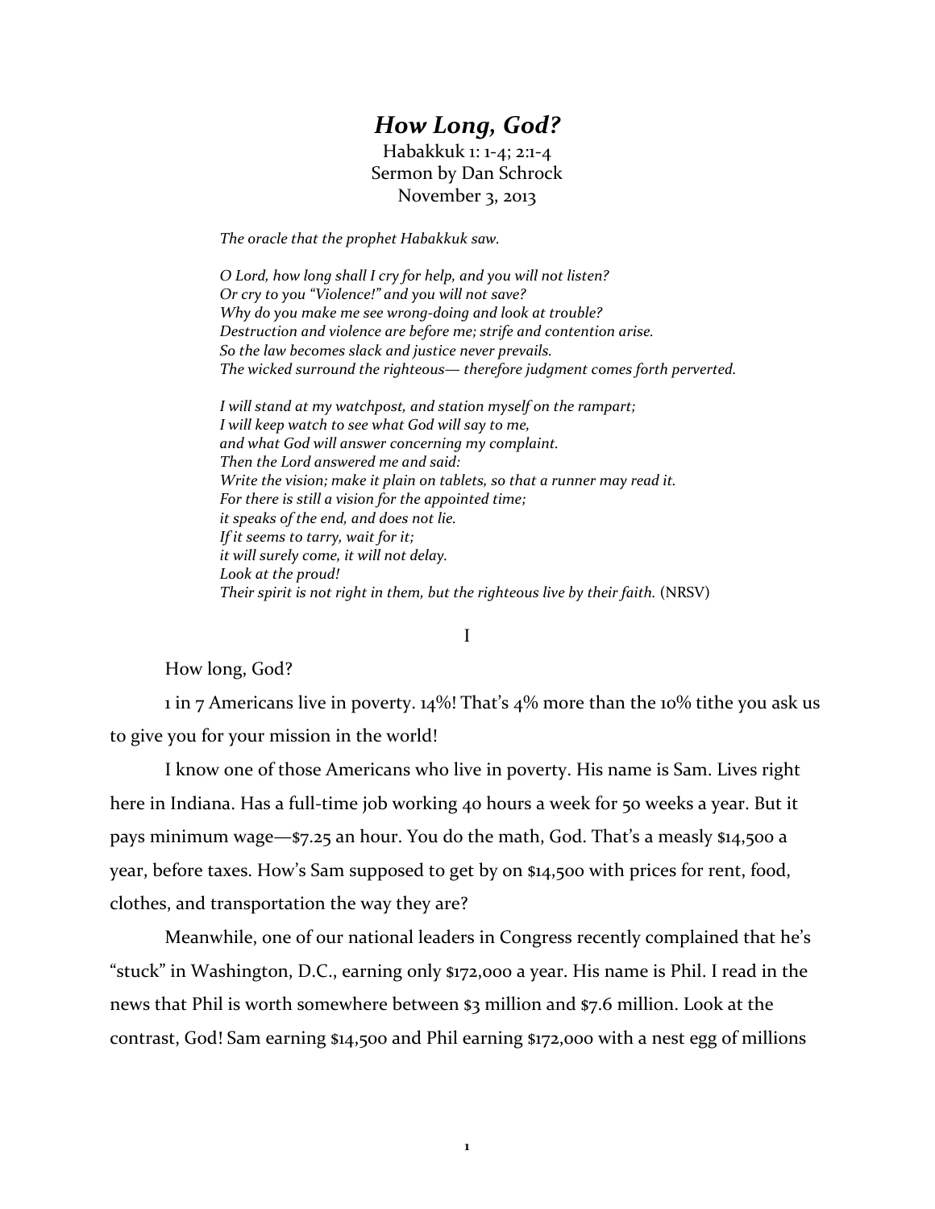# *How Long, God?*

Habakkuk 1: 1-4; 2:1-4
Sermon by Dan Schrock
November 3, 2013

*The oracle that the prophet Habakkuk saw.*

*O Lord, how long shall I cry for help, and you will not listen?*
*Or cry to you "Violence!" and you will not save?*
*Why do you make me see wrong-doing and look at trouble?*
*Destruction and violence are before me; strife and contention arise.*
*So the law becomes slack and justice never prevails.*
*The wicked surround the righteous— therefore judgment comes forth perverted.*

*I will stand at my watchpost, and station myself on the rampart;*
*I will keep watch to see what God will say to me,*
*and what God will answer concerning my complaint.*
*Then the Lord answered me and said:*
*Write the vision; make it plain on tablets, so that a runner may read it.*
*For there is still a vision for the appointed time;*
*it speaks of the end, and does not lie.*
*If it seems to tarry, wait for it;*
*it will surely come, it will not delay.*
*Look at the proud!*
*Their spirit is not right in them, but the righteous live by their faith.* (NRSV)

I

How long, God?

1 in 7 Americans live in poverty. 14%! That's 4% more than the 10% tithe you ask us to give you for your mission in the world!

I know one of those Americans who live in poverty. His name is Sam. Lives right here in Indiana. Has a full-time job working 40 hours a week for 50 weeks a year. But it pays minimum wage—$7.25 an hour. You do the math, God. That's a measly $14,500 a year, before taxes. How's Sam supposed to get by on $14,500 with prices for rent, food, clothes, and transportation the way they are?

Meanwhile, one of our national leaders in Congress recently complained that he's "stuck" in Washington, D.C., earning only $172,000 a year. His name is Phil. I read in the news that Phil is worth somewhere between $3 million and $7.6 million. Look at the contrast, God! Sam earning $14,500 and Phil earning $172,000 with a nest egg of millions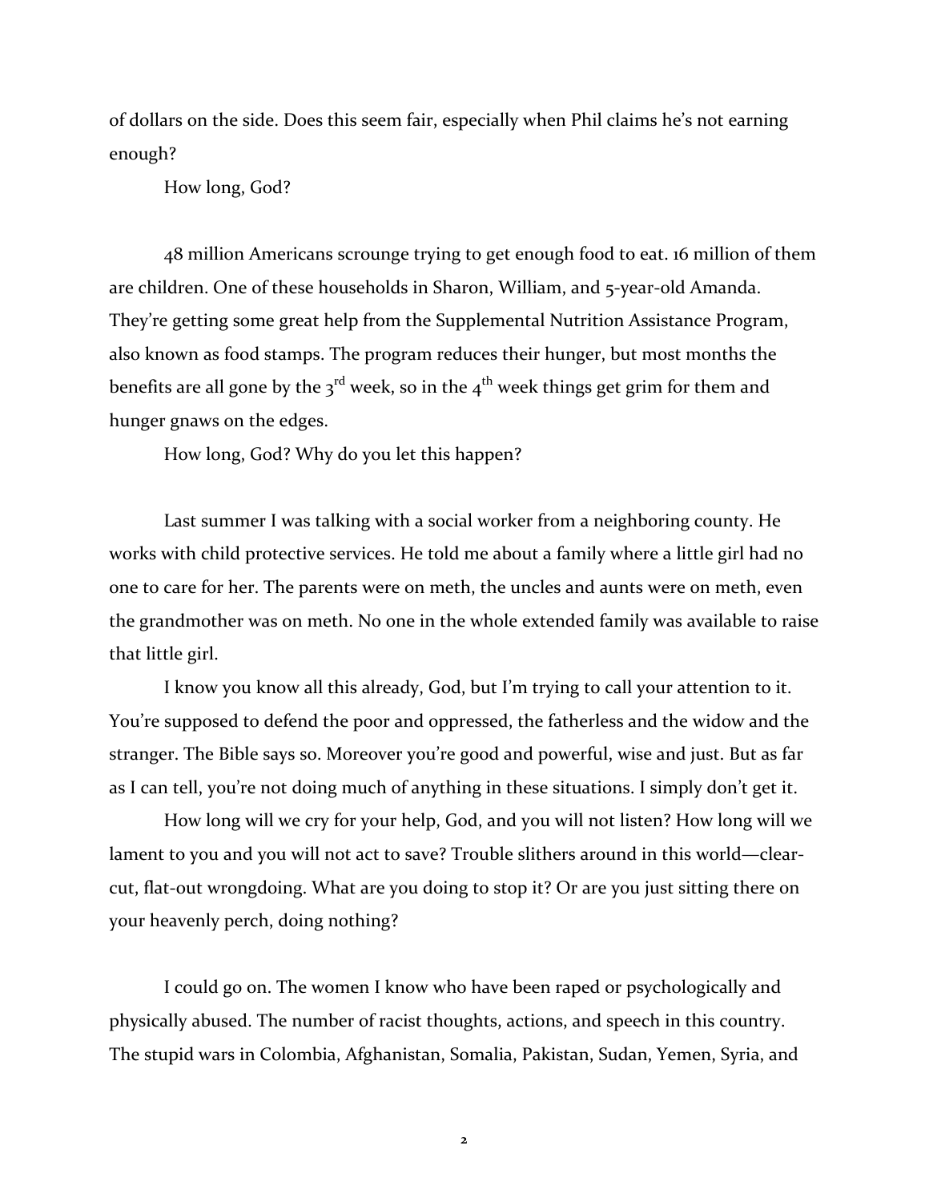of dollars on the side. Does this seem fair, especially when Phil claims he's not earning enough?

How long, God?

48 million Americans scrounge trying to get enough food to eat. 16 million of them are children. One of these households in Sharon, William, and 5-year-old Amanda. They're getting some great help from the Supplemental Nutrition Assistance Program, also known as food stamps. The program reduces their hunger, but most months the benefits are all gone by the 3rd week, so in the 4th week things get grim for them and hunger gnaws on the edges.

How long, God? Why do you let this happen?

Last summer I was talking with a social worker from a neighboring county. He works with child protective services. He told me about a family where a little girl had no one to care for her. The parents were on meth, the uncles and aunts were on meth, even the grandmother was on meth. No one in the whole extended family was available to raise that little girl.

I know you know all this already, God, but I'm trying to call your attention to it. You're supposed to defend the poor and oppressed, the fatherless and the widow and the stranger. The Bible says so. Moreover you're good and powerful, wise and just. But as far as I can tell, you're not doing much of anything in these situations. I simply don't get it.

How long will we cry for your help, God, and you will not listen? How long will we lament to you and you will not act to save? Trouble slithers around in this world—clear-cut, flat-out wrongdoing. What are you doing to stop it? Or are you just sitting there on your heavenly perch, doing nothing?

I could go on. The women I know who have been raped or psychologically and physically abused. The number of racist thoughts, actions, and speech in this country. The stupid wars in Colombia, Afghanistan, Somalia, Pakistan, Sudan, Yemen, Syria, and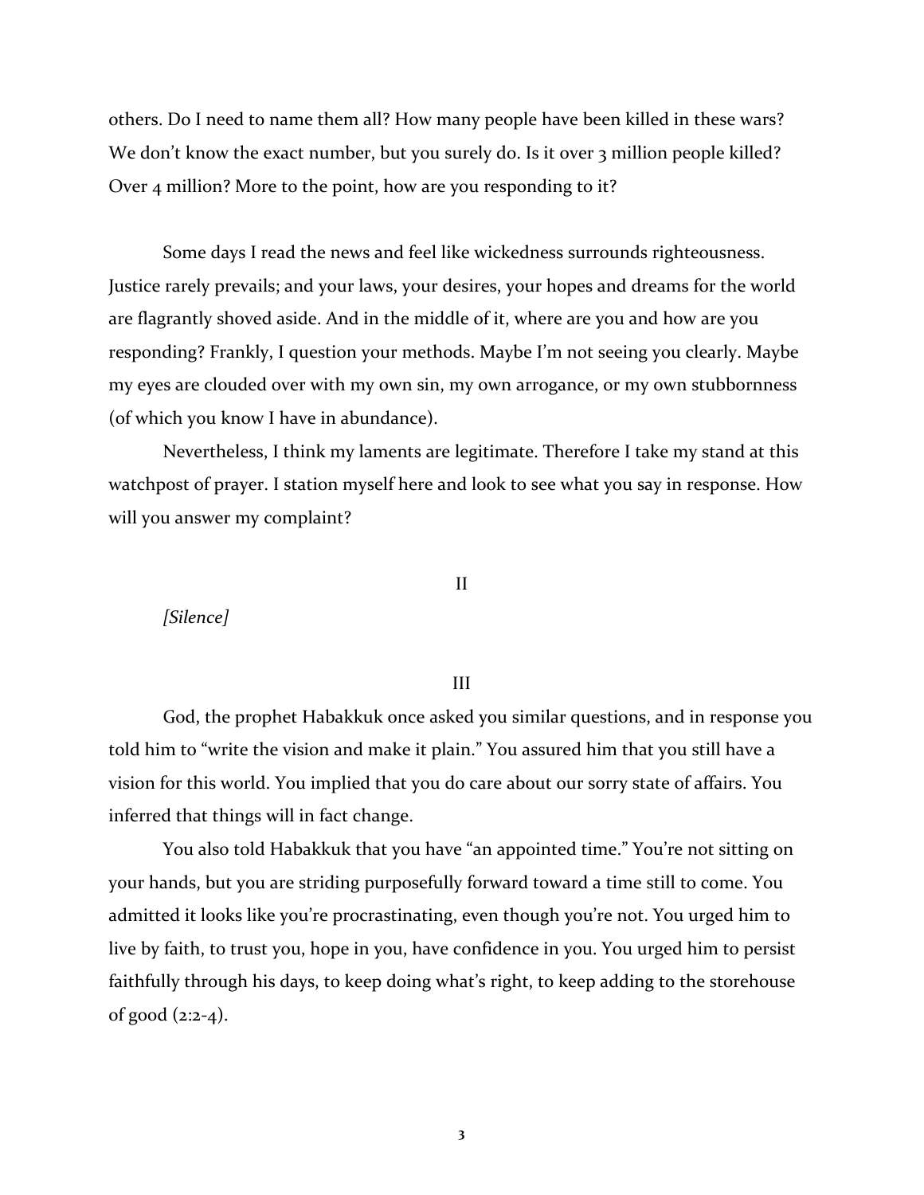others. Do I need to name them all? How many people have been killed in these wars? We don't know the exact number, but you surely do. Is it over 3 million people killed? Over 4 million? More to the point, how are you responding to it?

Some days I read the news and feel like wickedness surrounds righteousness. Justice rarely prevails; and your laws, your desires, your hopes and dreams for the world are flagrantly shoved aside. And in the middle of it, where are you and how are you responding? Frankly, I question your methods. Maybe I'm not seeing you clearly. Maybe my eyes are clouded over with my own sin, my own arrogance, or my own stubbornness (of which you know I have in abundance).

Nevertheless, I think my laments are legitimate. Therefore I take my stand at this watchpost of prayer. I station myself here and look to see what you say in response. How will you answer my complaint?

## II

*[Silence]*

## III

God, the prophet Habakkuk once asked you similar questions, and in response you told him to "write the vision and make it plain." You assured him that you still have a vision for this world. You implied that you do care about our sorry state of affairs. You inferred that things will in fact change.

You also told Habakkuk that you have "an appointed time." You're not sitting on your hands, but you are striding purposefully forward toward a time still to come. You admitted it looks like you're procrastinating, even though you're not. You urged him to live by faith, to trust you, hope in you, have confidence in you. You urged him to persist faithfully through his days, to keep doing what's right, to keep adding to the storehouse of good (2:2-4).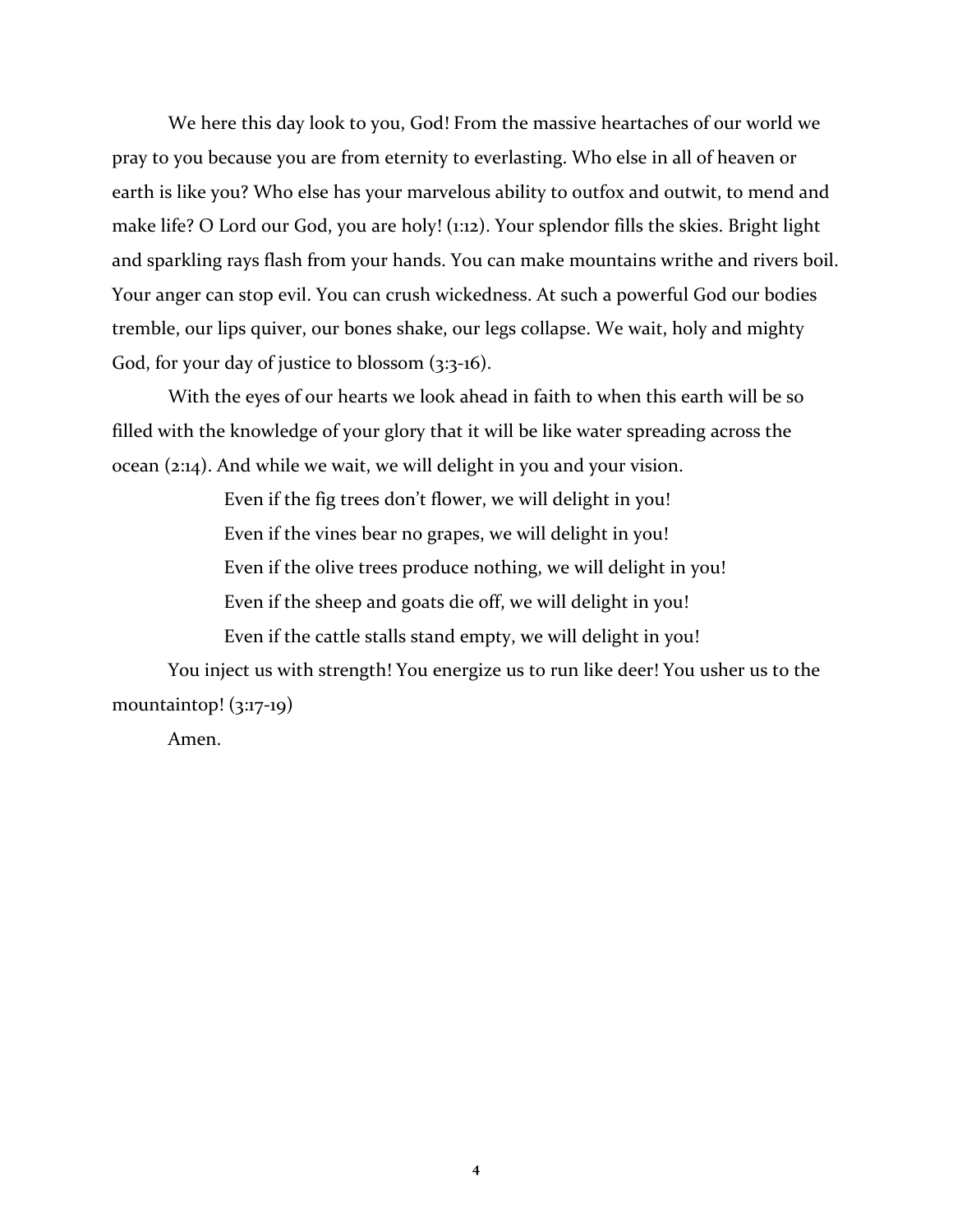We here this day look to you, God! From the massive heartaches of our world we pray to you because you are from eternity to everlasting. Who else in all of heaven or earth is like you? Who else has your marvelous ability to outfox and outwit, to mend and make life? O Lord our God, you are holy! (1:12). Your splendor fills the skies. Bright light and sparkling rays flash from your hands. You can make mountains writhe and rivers boil. Your anger can stop evil. You can crush wickedness. At such a powerful God our bodies tremble, our lips quiver, our bones shake, our legs collapse. We wait, holy and mighty God, for your day of justice to blossom (3:3-16).

With the eyes of our hearts we look ahead in faith to when this earth will be so filled with the knowledge of your glory that it will be like water spreading across the ocean (2:14). And while we wait, we will delight in you and your vision.

> Even if the fig trees don't flower, we will delight in you!
>
> Even if the vines bear no grapes, we will delight in you!
>
> Even if the olive trees produce nothing, we will delight in you!
>
> Even if the sheep and goats die off, we will delight in you!
>
> Even if the cattle stalls stand empty, we will delight in you!

You inject us with strength! You energize us to run like deer! You usher us to the mountaintop! (3:17-19)

Amen.